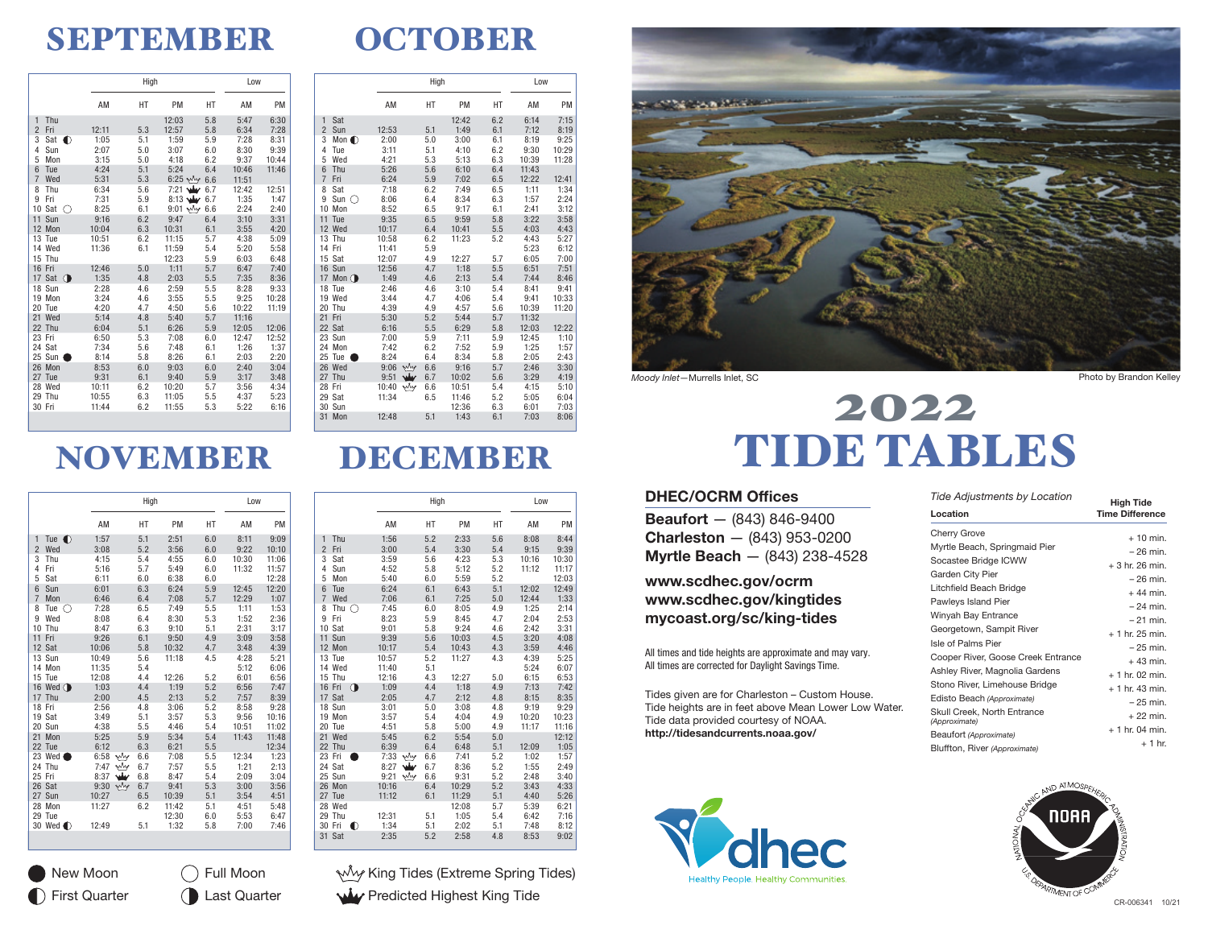# SEPTEMBER

| | High | | | | Low | |
|---|---|---|---|---|---|---|
| | AM | HT | PM | HT | AM | PM |
| 1 Thu | | | 12:03 | 5.8 | 5:47 | 6:30 |
| 2 Fri | 12:11 | 5.3 | 12:57 | 5.8 | 6:34 | 7:28 |
| 3 Sat ◐ | 1:05 | 5.1 | 1:59 | 5.9 | 7:28 | 8:31 |
| 4 Sun | 2:07 | 5.0 | 3:07 | 6.0 | 8:30 | 9:39 |
| 5 Mon | 3:15 | 5.0 | 4:18 | 6.2 | 9:37 | 10:44 |
| 6 Tue | 4:24 | 5.1 | 5:24 | 6.4 | 10:46 | 11:46 |
| 7 Wed | 5:31 | 5.3 | 6:25 (King Tide) | 6.6 | 11:51 | |
| 8 Thu | 6:34 | 5.6 | 7:21 (Predicted Highest King Tide) | 6.7 | 12:42 | 12:51 |
| 9 Fri | 7:31 | 5.9 | 8:13 (Predicted Highest King Tide) | 6.7 | 1:35 | 1:47 |
| 10 Sat ○ | 8:25 | 6.1 | 9:01 (King Tide) | 6.6 | 2:24 | 2:40 |
| 11 Sun | 9:16 | 6.2 | 9:47 | 6.4 | 3:10 | 3:31 |
| 12 Mon | 10:04 | 6.3 | 10:31 | 6.1 | 3:55 | 4:20 |
| 13 Tue | 10:51 | 6.2 | 11:15 | 5.7 | 4:38 | 5:09 |
| 14 Wed | 11:36 | 6.1 | 11:59 | 5.4 | 5:20 | 5:58 |
| 15 Thu | | | 12:23 | 5.9 | 6:03 | 6:48 |
| 16 Fri | 12:46 | 5.0 | 1:11 | 5.7 | 6:47 | 7:40 |
| 17 Sat ◑ | 1:35 | 4.8 | 2:03 | 5.5 | 7:35 | 8:36 |
| 18 Sun | 2:28 | 4.6 | 2:59 | 5.5 | 8:28 | 9:33 |
| 19 Mon | 3:24 | 4.6 | 3:55 | 5.5 | 9:25 | 10:28 |
| 20 Tue | 4:20 | 4.7 | 4:50 | 5.6 | 10:22 | 11:19 |
| 21 Wed | 5:14 | 4.8 | 5:40 | 5.7 | 11:16 | |
| 22 Thu | 6:04 | 5.1 | 6:26 | 5.9 | 12:05 | 12:06 |
| 23 Fri | 6:50 | 5.3 | 7:08 | 6.0 | 12:47 | 12:52 |
| 24 Sat | 7:34 | 5.6 | 7:48 | 6.1 | 1:26 | 1:37 |
| 25 Sun ● | 8:14 | 5.8 | 8:26 | 6.1 | 2:03 | 2:20 |
| 26 Mon | 8:53 | 6.0 | 9:03 | 6.0 | 2:40 | 3:04 |
| 27 Tue | 9:31 | 6.1 | 9:40 | 5.9 | 3:17 | 3:48 |
| 28 Wed | 10:11 | 6.2 | 10:20 | 5.7 | 3:56 | 4:34 |
| 29 Thu | 10:55 | 6.3 | 11:05 | 5.5 | 4:37 | 5:23 |
| 30 Fri | 11:44 | 6.2 | 11:55 | 5.3 | 5:22 | 6:16 |

# OCTOBER

| | High | | | | Low | |
|---|---|---|---|---|---|---|
| | AM | HT | PM | HT | AM | PM |
| 1 Sat | | | 12:42 | 6.2 | 6:14 | 7:15 |
| 2 Sun | 12:53 | 5.1 | 1:49 | 6.1 | 7:12 | 8:19 |
| 3 Mon ◐ | 2:00 | 5.0 | 3:00 | 6.1 | 8:19 | 9:25 |
| 4 Tue | 3:11 | 5.1 | 4:10 | 6.2 | 9:30 | 10:29 |
| 5 Wed | 4:21 | 5.3 | 5:13 | 6.3 | 10:39 | 11:28 |
| 6 Thu | 5:26 | 5.6 | 6:10 | 6.4 | 11:43 | |
| 7 Fri | 6:24 | 5.9 | 7:02 | 6.5 | 12:22 | 12:41 |
| 8 Sat | 7:18 | 6.2 | 7:49 | 6.5 | 1:11 | 1:34 |
| 9 Sun ○ | 8:06 | 6.4 | 8:34 | 6.3 | 1:57 | 2:24 |
| 10 Mon | 8:52 | 6.5 | 9:17 | 6.1 | 2:41 | 3:12 |
| 11 Tue | 9:35 | 6.5 | 9:59 | 5.8 | 3:22 | 3:58 |
| 12 Wed | 10:17 | 6.4 | 10:41 | 5.5 | 4:03 | 4:43 |
| 13 Thu | 10:58 | 6.2 | 11:23 | 5.2 | 4:43 | 5:27 |
| 14 Fri | 11:41 | 5.9 | | | 5:23 | 6:12 |
| 15 Sat | 12:07 | 4.9 | 12:27 | 5.7 | 6:05 | 7:00 |
| 16 Sun | 12:56 | 4.7 | 1:18 | 5.5 | 6:51 | 7:51 |
| 17 Mon ◑ | 1:49 | 4.6 | 2:13 | 5.4 | 7:44 | 8:46 |
| 18 Tue | 2:46 | 4.6 | 3:10 | 5.4 | 8:41 | 9:41 |
| 19 Wed | 3:44 | 4.7 | 4:06 | 5.4 | 9:41 | 10:33 |
| 20 Thu | 4:39 | 4.9 | 4:57 | 5.6 | 10:39 | 11:20 |
| 21 Fri | 5:30 | 5.2 | 5:44 | 5.7 | 11:32 | |
| 22 Sat | 6:16 | 5.5 | 6:29 | 5.8 | 12:03 | 12:22 |
| 23 Sun | 7:00 | 5.9 | 7:11 | 5.9 | 12:45 | 1:10 |
| 24 Mon | 7:42 | 6.2 | 7:52 | 5.9 | 1:25 | 1:57 |
| 25 Tue ● | 8:24 | 6.4 | 8:34 | 5.8 | 2:05 | 2:43 |
| 26 Wed | 9:06 (King Tide) | 6.6 | 9:16 | 5.7 | 2:46 | 3:30 |
| 27 Thu | 9:51 (Predicted Highest King Tide) | 6.7 | 10:02 | 5.6 | 3:29 | 4:19 |
| 28 Fri | 10:40 (King Tide) | 6.6 | 10:51 | 5.4 | 4:15 | 5:10 |
| 29 Sat | 11:34 | 6.5 | 11:46 | 5.2 | 5:05 | 6:04 |
| 30 Sun | | | 12:36 | 6.3 | 6:01 | 7:03 |
| 31 Mon | 12:48 | 5.1 | 1:43 | 6.1 | 7:03 | 8:06 |

# NOVEMBER

| | High | | | | Low | |
|---|---|---|---|---|---|---|
| | AM | HT | PM | HT | AM | PM |
| 1 Tue ◐ | 1:57 | 5.1 | 2:51 | 6.0 | 8:11 | 9:09 |
| 2 Wed | 3:08 | 5.2 | 3:56 | 6.0 | 9:22 | 10:10 |
| 3 Thu | 4:15 | 5.4 | 4:55 | 6.0 | 10:30 | 11:06 |
| 4 Fri | 5:16 | 5.7 | 5:49 | 6.0 | 11:32 | 11:57 |
| 5 Sat | 6:11 | 6.0 | 6:38 | 6.0 | | 12:28 |
| 6 Sun | 6:01 | 6.3 | 6:24 | 5.9 | 12:45 | 12:20 |
| 7 Mon | 6:46 | 6.4 | 7:08 | 5.7 | 12:29 | 1:07 |
| 8 Tue ○ | 7:28 | 6.5 | 7:49 | 5.5 | 1:11 | 1:53 |
| 9 Wed | 8:08 | 6.4 | 8:30 | 5.3 | 1:52 | 2:36 |
| 10 Thu | 8:47 | 6.3 | 9:10 | 5.1 | 2:31 | 3:17 |
| 11 Fri | 9:26 | 6.1 | 9:50 | 4.9 | 3:09 | 3:58 |
| 12 Sat | 10:06 | 5.8 | 10:32 | 4.7 | 3:48 | 4:39 |
| 13 Sun | 10:49 | 5.6 | 11:18 | 4.5 | 4:28 | 5:21 |
| 14 Mon | 11:35 | 5.4 | | | 5:12 | 6:06 |
| 15 Tue | 12:08 | 4.4 | 12:26 | 5.2 | 6:01 | 6:56 |
| 16 Wed ◑ | 1:03 | 4.4 | 1:19 | 5.2 | 6:56 | 7:47 |
| 17 Thu | 2:00 | 4.5 | 2:13 | 5.2 | 7:57 | 8:39 |
| 18 Fri | 2:56 | 4.8 | 3:06 | 5.2 | 8:58 | 9:28 |
| 19 Sat | 3:49 | 5.1 | 3:57 | 5.3 | 9:56 | 10:16 |
| 20 Sun | 4:38 | 5.5 | 4:46 | 5.4 | 10:51 | 11:02 |
| 21 Mon | 5:25 | 5.9 | 5:34 | 5.4 | 11:43 | 11:48 |
| 22 Tue | 6:12 | 6.3 | 6:21 | 5.5 | | 12:34 |
| 23 Wed ● | 6:58 (King Tide) | 6.6 | 7:08 | 5.5 | 12:34 | 1:23 |
| 24 Thu | 7:47 (King Tide) | 6.7 | 7:57 | 5.5 | 1:21 | 2:13 |
| 25 Fri | 8:37 (Predicted Highest King Tide) | 6.8 | 8:47 | 5.4 | 2:09 | 3:04 |
| 26 Sat | 9:30 (King Tide) | 6.7 | 9:41 | 5.3 | 3:00 | 3:56 |
| 27 Sun | 10:27 | 6.5 | 10:39 | 5.1 | 3:54 | 4:51 |
| 28 Mon | 11:27 | 6.2 | 11:42 | 5.1 | 4:51 | 5:48 |
| 29 Tue | | | 12:30 | 6.0 | 5:53 | 6:47 |
| 30 Wed ◐ | 12:49 | 5.1 | 1:32 | 5.8 | 7:00 | 7:46 |

# DECEMBER

| | High | | | | Low | |
|---|---|---|---|---|---|---|
| | AM | HT | PM | HT | AM | PM |
| 1 Thu | 1:56 | 5.2 | 2:33 | 5.6 | 8:08 | 8:44 |
| 2 Fri | 3:00 | 5.4 | 3:30 | 5.4 | 9:15 | 9:39 |
| 3 Sat | 3:59 | 5.6 | 4:23 | 5.3 | 10:16 | 10:30 |
| 4 Sun | 4:52 | 5.8 | 5:12 | 5.2 | 11:12 | 11:17 |
| 5 Mon | 5:40 | 6.0 | 5:59 | 5.2 | | 12:03 |
| 6 Tue | 6:24 | 6.1 | 6:43 | 5.1 | 12:02 | 12:49 |
| 7 Wed | 7:06 | 6.1 | 7:25 | 5.0 | 12:44 | 1:33 |
| 8 Thu ○ | 7:45 | 6.0 | 8:05 | 4.9 | 1:25 | 2:14 |
| 9 Fri | 8:23 | 5.9 | 8:45 | 4.7 | 2:04 | 2:53 |
| 10 Sat | 9:01 | 5.8 | 9:24 | 4.6 | 2:42 | 3:31 |
| 11 Sun | 9:39 | 5.6 | 10:03 | 4.5 | 3:20 | 4:08 |
| 12 Mon | 10:17 | 5.4 | 10:43 | 4.3 | 3:59 | 4:46 |
| 13 Tue | 10:57 | 5.2 | 11:27 | 4.3 | 4:39 | 5:25 |
| 14 Wed | 11:40 | 5.1 | | | 5:24 | 6:07 |
| 15 Thu | 12:16 | 4.3 | 12:27 | 5.0 | 6:15 | 6:53 |
| 16 Fri ◑ | 1:09 | 4.4 | 1:18 | 4.9 | 7:13 | 7:42 |
| 17 Sat | 2:05 | 4.7 | 2:12 | 4.8 | 8:15 | 8:35 |
| 18 Sun | 3:01 | 5.0 | 3:08 | 4.8 | 9:19 | 9:29 |
| 19 Mon | 3:57 | 5.4 | 4:04 | 4.9 | 10:20 | 10:23 |
| 20 Tue | 4:51 | 5.8 | 5:00 | 4.9 | 11:17 | 11:16 |
| 21 Wed | 5:45 | 6.2 | 5:54 | 5.0 | | 12:12 |
| 22 Thu | 6:39 | 6.4 | 6:48 | 5.1 | 12:09 | 1:05 |
| 23 Fri ● | 7:33 (King Tide) | 6.6 | 7:41 | 5.2 | 1:02 | 1:57 |
| 24 Sat | 8:27 (Predicted Highest King Tide) | 6.7 | 8:36 | 5.2 | 1:55 | 2:49 |
| 25 Sun | 9:21 (King Tide) | 6.6 | 9:31 | 5.2 | 2:48 | 3:40 |
| 26 Mon | 10:16 | 6.4 | 10:29 | 5.2 | 3:43 | 4:33 |
| 27 Tue | 11:12 | 6.1 | 11:29 | 5.1 | 4:40 | 5:26 |
| 28 Wed | | | 12:08 | 5.7 | 5:39 | 6:21 |
| 29 Thu | 12:31 | 5.1 | 1:05 | 5.4 | 6:42 | 7:16 |
| 30 Fri ◐ | 1:34 | 5.1 | 2:02 | 5.1 | 7:48 | 8:12 |
| 31 Sat | 2:35 | 5.2 | 2:58 | 4.8 | 8:53 | 9:02 |

● New Moon ○ Full Moon King Tides (Extreme Spring Tides)

◐ First Quarter ◑ Last Quarter Predicted Highest King Tide

*Moody Inlet*—Murrells Inlet, SC

Photo by Brandon Kelley

# 2022 TIDE TABLES

## DHEC/OCRM Offices

**Beaufort** — (843) 846-9400
**Charleston** — (843) 953-0200
**Myrtle Beach** — (843) 238-4528

**www.scdhec.gov/ocrm**
**www.scdhec.gov/kingtides**
**mycoast.org/sc/king-tides**

All times and tide heights are approximate and may vary.
All times are corrected for Daylight Savings Time.

Tides given are for Charleston – Custom House.
Tide heights are in feet above Mean Lower Low Water.
Tide data provided courtesy of NOAA.
**http://tidesandcurrents.noaa.gov/**

*Tide Adjustments by Location*

| Location | High Tide Time Difference |
|---|---|
| Cherry Grove | + 10 min. |
| Myrtle Beach, Springmaid Pier | – 26 min. |
| Socastee Bridge ICWW | + 3 hr. 26 min. |
| Garden City Pier | – 26 min. |
| Litchfield Beach Bridge | + 44 min. |
| Pawleys Island Pier | – 24 min. |
| Winyah Bay Entrance | – 21 min. |
| Georgetown, Sampit River | + 1 hr. 25 min. |
| Isle of Palms Pier | – 25 min. |
| Cooper River, Goose Creek Entrance | + 43 min. |
| Ashley River, Magnolia Gardens | + 1 hr. 02 min. |
| Stono River, Limehouse Bridge | + 1 hr. 43 min. |
| Edisto Beach *(Approximate)* | – 25 min. |
| Skull Creek, North Entrance *(Approximate)* | + 22 min. |
| Beaufort *(Approximate)* | + 1 hr. 04 min. |
| Bluffton, River *(Approximate)* | + 1 hr. |

dhec — Healthy People. Healthy Communities.

NOAA — National Oceanic and Atmospheric Administration, U.S. Department of Commerce

CR-006341 10/21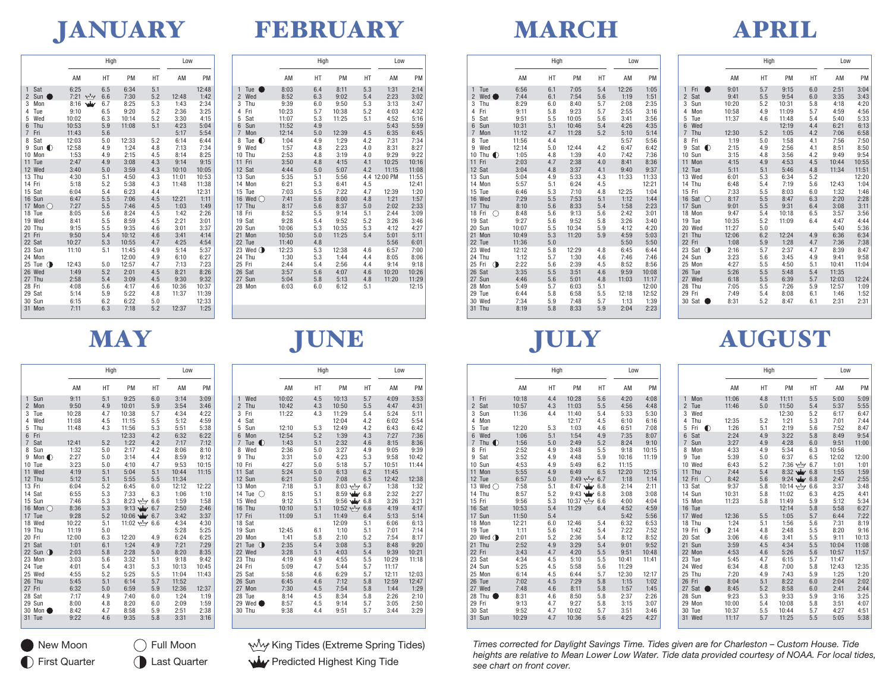# JANUARY

| | High | | | | Low | |
|---|---|---|---|---|---|---|
| | AM | HT | PM | HT | AM | PM |
| 1 Sat | 6:25 | 6.5 | 6:34 | 5.1 | | 12:48 |
| 2 Sun ● | 7:21 ♔ | 6.6 | 7:30 | 5.2 | 12:48 | 1:42 |
| 3 Mon | 8:16 ♚ | 6.7 | 8:25 | 5.3 | 1:43 | 2:34 |
| 4 Tue | 9:10 | 6.5 | 9:20 | 5.2 | 2:36 | 3:25 |
| 5 Wed | 10:02 | 6.3 | 10:14 | 5.2 | 3:30 | 4:15 |
| 6 Thu | 10:53 | 5.9 | 11:08 | 5.1 | 4:23 | 5:04 |
| 7 Fri | 11:43 | 5.6 | | | 5:17 | 5:54 |
| 8 Sat | 12:03 | 5.0 | 12:33 | 5.2 | 6:14 | 6:44 |
| 9 Sun ◐ | 12:58 | 4.9 | 1:24 | 4.8 | 7:13 | 7:34 |
| 10 Mon | 1:53 | 4.9 | 2:15 | 4.5 | 8:14 | 8:25 |
| 11 Tue | 2:47 | 4.9 | 3:08 | 4.3 | 9:14 | 9:15 |
| 12 Wed | 3:40 | 5.0 | 3:59 | 4.3 | 10:10 | 10:05 |
| 13 Thu | 4:30 | 5.1 | 4:50 | 4.3 | 11:01 | 10:53 |
| 14 Fri | 5:18 | 5.2 | 5:38 | 4.3 | 11:48 | 11:38 |
| 15 Sat | 6:04 | 5.4 | 6:23 | 4.4 | | 12:31 |
| 16 Sun | 6:47 | 5.5 | 7:06 | 4.5 | 12:21 | 1:11 |
| 17 Mon ○ | 7:27 | 5.5 | 7:46 | 4.5 | 1:03 | 1:49 |
| 18 Tue | 8:05 | 5.6 | 8:24 | 4.5 | 1:42 | 2:26 |
| 19 Wed | 8:41 | 5.5 | 8:59 | 4.5 | 2:21 | 3:01 |
| 20 Thu | 9:15 | 5.5 | 9:35 | 4.6 | 3:01 | 3:37 |
| 21 Fri | 9:50 | 5.4 | 10:12 | 4.6 | 3:41 | 4:14 |
| 22 Sat | 10:27 | 5.3 | 10:55 | 4.7 | 4:25 | 4:54 |
| 23 Sun | 11:10 | 5.1 | 11:45 | 4.9 | 5:14 | 5:37 |
| 24 Mon | | | 12:00 | 4.9 | 6:10 | 6:27 |
| 25 Tue ◑ | 12:43 | 5.0 | 12:57 | 4.7 | 7:13 | 7:23 |
| 26 Wed | 1:49 | 5.2 | 2:01 | 4.5 | 8:21 | 8:26 |
| 27 Thu | 2:58 | 5.4 | 3:09 | 4.5 | 9:30 | 9:32 |
| 28 Fri | 4:08 | 5.6 | 4:17 | 4.6 | 10:36 | 10:37 |
| 29 Sat | 5:14 | 5.9 | 5:22 | 4.8 | 11:37 | 11:39 |
| 30 Sun | 6:15 | 6.2 | 6:22 | 5.0 | | 12:33 |
| 31 Mon | 7:11 | 6.3 | 7:18 | 5.2 | 12:37 | 1:25 |

# FEBRUARY

| | High | | | | Low | |
|---|---|---|---|---|---|---|
| | AM | HT | PM | HT | AM | PM |
| 1 Tue ● | 8:03 | 6.4 | 8:11 | 5.3 | 1:31 | 2:14 |
| 2 Wed | 8:52 | 6.3 | 9:02 | 5.4 | 2:23 | 3:02 |
| 3 Thu | 9:39 | 6.0 | 9:50 | 5.3 | 3:13 | 3:47 |
| 4 Fri | 10:23 | 5.7 | 10:38 | 5.2 | 4:03 | 4:32 |
| 5 Sat | 11:07 | 5.3 | 11:25 | 5.1 | 4:52 | 5:16 |
| 6 Sun | 11:52 | 4.9 | | | 5:43 | 5:59 |
| 7 Mon | 12:14 | 5.0 | 12:39 | 4.5 | 6:35 | 6:45 |
| 8 Tue ◐ | 1:04 | 4.9 | 1:29 | 4.2 | 7:31 | 7:34 |
| 9 Wed | 1:57 | 4.8 | 2:23 | 4.0 | 8:31 | 8:27 |
| 10 Thu | 2:53 | 4.8 | 3:19 | 4.0 | 9:29 | 9:22 |
| 11 Fri | 3:50 | 4.8 | 4:15 | 4.1 | 10:25 | 10:16 |
| 12 Sat | 4:44 | 5.0 | 5:07 | 4.2 | 11:15 | 11:08 |
| 13 Sun | 5:35 | 5.1 | 5:56 | 4.4 | 12:00 PM | 11:55 |
| 14 Mon | 6:21 | 5.3 | 6:41 | 4.5 | | 12:41 |
| 15 Tue | 7:03 | 5.5 | 7:22 | 4.7 | 12:39 | 1:20 |
| 16 Wed ○ | 7:41 | 5.6 | 8:00 | 4.8 | 1:21 | 1:57 |
| 17 Thu | 8:17 | 5.6 | 8:37 | 5.0 | 2:02 | 2:33 |
| 18 Fri | 8:52 | 5.5 | 9:14 | 5.1 | 2:44 | 3:09 |
| 19 Sat | 9:28 | 5.4 | 9:52 | 5.2 | 3:26 | 3:46 |
| 20 Sun | 10:06 | 5.3 | 10:35 | 5.3 | 4:12 | 4:27 |
| 21 Mon | 10:50 | 5.0 | 11:25 | 5.4 | 5:01 | 5:11 |
| 22 Tue | 11:40 | 4.8 | | | 5:56 | 6:01 |
| 23 Wed ◑ | 12:23 | 5.3 | 12:38 | 4.6 | 6:57 | 7:00 |
| 24 Thu | 1:30 | 5.3 | 1:44 | 4.4 | 8:05 | 8:06 |
| 25 Fri | 2:44 | 5.4 | 2:56 | 4.4 | 9:14 | 9:18 |
| 26 Sat | 3:57 | 5.6 | 4:07 | 4.6 | 10:20 | 10:26 |
| 27 Sun | 5:04 | 5.8 | 5:13 | 4.8 | 11:20 | 11:29 |
| 28 Mon | 6:03 | 6.0 | 6:12 | 5.1 | | 12:15 |

# MARCH

| | High | | | | Low | |
|---|---|---|---|---|---|---|
| | AM | HT | PM | HT | AM | PM |
| 1 Tue | 6:56 | 6.1 | 7:05 | 5.4 | 12:26 | 1:05 |
| 2 Wed ● | 7:44 | 6.1 | 7:54 | 5.6 | 1:19 | 1:51 |
| 3 Thu | 8:29 | 6.0 | 8:40 | 5.7 | 2:08 | 2:35 |
| 4 Fri | 9:11 | 5.8 | 9:23 | 5.7 | 2:55 | 3:16 |
| 5 Sat | 9:51 | 5.5 | 10:05 | 5.6 | 3:41 | 3:56 |
| 6 Sun | 10:31 | 5.1 | 10:46 | 5.4 | 4:26 | 4:35 |
| 7 Mon | 11:12 | 4.7 | 11:28 | 5.2 | 5:10 | 5:14 |
| 8 Tue | 11:56 | 4.4 | | | 5:57 | 5:56 |
| 9 Wed | 12:14 | 5.0 | 12:44 | 4.2 | 6:47 | 6:42 |
| 10 Thu ◐ | 1:05 | 4.8 | 1:39 | 4.0 | 7:42 | 7:36 |
| 11 Fri | 2:03 | 4.7 | 2:38 | 4.0 | 8:41 | 8:36 |
| 12 Sat | 3:04 | 4.8 | 3:37 | 4.1 | 9:40 | 9:37 |
| 13 Sun | 5:04 | 4.9 | 5:33 | 4.3 | 11:33 | 11:33 |
| 14 Mon | 5:57 | 5.1 | 6:24 | 4.5 | | 12:21 |
| 15 Tue | 6:46 | 5.3 | 7:10 | 4.8 | 12:25 | 1:04 |
| 16 Wed | 7:29 | 5.5 | 7:53 | 5.1 | 1:12 | 1:44 |
| 17 Thu | 8:10 | 5.6 | 8:33 | 5.4 | 1:58 | 2:23 |
| 18 Fri ○ | 8:48 | 5.6 | 9:13 | 5.6 | 2:42 | 3:01 |
| 19 Sat | 9:27 | 5.6 | 9:52 | 5.8 | 3:26 | 3:40 |
| 20 Sun | 10:07 | 5.5 | 10:34 | 5.9 | 4:12 | 4:20 |
| 21 Mon | 10:49 | 5.3 | 11:20 | 5.9 | 4:59 | 5:03 |
| 22 Tue | 11:36 | 5.0 | | | 5:50 | 5:50 |
| 23 Wed | 12:12 | 5.8 | 12:29 | 4.8 | 6:45 | 6:44 |
| 24 Thu | 1:12 | 5.7 | 1:30 | 4.6 | 7:46 | 7:46 |
| 25 Fri ◑ | 2:22 | 5.6 | 2:39 | 4.5 | 8:52 | 8:56 |
| 26 Sat | 3:35 | 5.5 | 3:51 | 4.6 | 9:59 | 10:08 |
| 27 Sun | 4:46 | 5.6 | 5:01 | 4.8 | 11:03 | 11:17 |
| 28 Mon | 5:49 | 5.7 | 6:03 | 5.1 | | 12:00 |
| 29 Tue | 6:44 | 5.8 | 6:58 | 5.5 | 12:18 | 12:52 |
| 30 Wed | 7:34 | 5.9 | 7:48 | 5.7 | 1:13 | 1:39 |
| 31 Thu | 8:19 | 5.8 | 8:33 | 5.9 | 2:04 | 2:23 |

# APRIL

| | High | | | | Low | |
|---|---|---|---|---|---|---|
| | AM | HT | PM | HT | AM | PM |
| 1 Fri ● | 9:01 | 5.7 | 9:15 | 6.0 | 2:51 | 3:04 |
| 2 Sat | 9:41 | 5.5 | 9:54 | 6.0 | 3:35 | 3:43 |
| 3 Sun | 10:20 | 5.2 | 10:31 | 5.8 | 4:18 | 4:20 |
| 4 Mon | 10:58 | 4.9 | 11:09 | 5.7 | 4:59 | 4:56 |
| 5 Tue | 11:37 | 4.6 | 11:48 | 5.4 | 5:40 | 5:33 |
| 6 Wed | | | 12:19 | 4.4 | 6:21 | 6:13 |
| 7 Thu | 12:30 | 5.2 | 1:05 | 4.2 | 7:06 | 6:58 |
| 8 Fri | 1:19 | 5.0 | 1:58 | 4.1 | 7:56 | 7:50 |
| 9 Sat ◐ | 2:15 | 4.9 | 2:56 | 4.1 | 8:51 | 8:50 |
| 10 Sun | 3:15 | 4.8 | 3:56 | 4.2 | 9:49 | 9:54 |
| 11 Mon | 4:15 | 4.9 | 4:53 | 4.5 | 10:44 | 10:55 |
| 12 Tue | 5:11 | 5.1 | 5:46 | 4.8 | 11:34 | 11:51 |
| 13 Wed | 6:01 | 5.3 | 6:34 | 5.2 | | 12:20 |
| 14 Thu | 6:48 | 5.5 | 7:19 | 5.6 | 12:43 | 1:04 |
| 15 Fri | 7:33 | 5.5 | 8:03 | 6.0 | 1:32 | 1:46 |
| 16 Sat ○ | 8:17 | 5.5 | 8:47 | 6.3 | 2:20 | 2:28 |
| 17 Sun | 9:01 | 5.5 | 9:31 | 6.4 | 3:08 | 3:11 |
| 18 Mon | 9:47 | 5.4 | 10:18 | 6.5 | 3:57 | 3:56 |
| 19 Tue | 10:35 | 5.2 | 11:09 | 6.4 | 4:47 | 4:44 |
| 20 Wed | 11:27 | 5.0 | | | 5:40 | 5:36 |
| 21 Thu | 12:06 | 6.2 | 12:24 | 4.9 | 6:36 | 6:34 |
| 22 Fri | 1:08 | 5.9 | 1:28 | 4.7 | 7:36 | 7:38 |
| 23 Sat ◑ | 2:16 | 5.7 | 2:37 | 4.7 | 8:39 | 8:47 |
| 24 Sun | 3:23 | 5.6 | 3:45 | 4.9 | 9:41 | 9:58 |
| 25 Mon | 4:27 | 5.5 | 4:50 | 5.1 | 10:41 | 11:04 |
| 26 Tue | 5:26 | 5.5 | 5:48 | 5.4 | 11:35 | |
| 27 Wed | 6:18 | 5.5 | 6:39 | 5.7 | 12:03 | 12:24 |
| 28 Thu | 7:05 | 5.5 | 7:26 | 5.9 | 12:57 | 1:09 |
| 29 Fri | 7:49 | 5.4 | 8:08 | 6.1 | 1:46 | 1:52 |
| 30 Sat ● | 8:31 | 5.2 | 8:47 | 6.1 | 2:31 | 2:31 |

# MAY

| | High | | | | Low | |
|---|---|---|---|---|---|---|
| | AM | HT | PM | HT | AM | PM |
| 1 Sun | 9:11 | 5.1 | 9:25 | 6.0 | 3:14 | 3:09 |
| 2 Mon | 9:50 | 4.9 | 10:01 | 5.9 | 3:54 | 3:46 |
| 3 Tue | 10:28 | 4.7 | 10:38 | 5.7 | 4:34 | 4:22 |
| 4 Wed | 11:08 | 4.5 | 11:15 | 5.5 | 5:12 | 4:59 |
| 5 Thu | 11:48 | 4.3 | 11:56 | 5.3 | 5:51 | 5:38 |
| 6 Fri | | | 12:33 | 4.2 | 6:32 | 6:22 |
| 7 Sat | 12:41 | 5.2 | 1:22 | 4.2 | 7:17 | 7:12 |
| 8 Sun | 1:32 | 5.0 | 2:17 | 4.2 | 8:06 | 8:10 |
| 9 Mon ◐ | 2:27 | 5.0 | 3:14 | 4.4 | 8:59 | 9:12 |
| 10 Tue | 3:23 | 5.0 | 4:10 | 4.7 | 9:53 | 10:15 |
| 11 Wed | 4:19 | 5.1 | 5:04 | 5.1 | 10:44 | 11:15 |
| 12 Thu | 5:12 | 5.1 | 5:55 | 5.5 | 11:34 | |
| 13 Fri | 6:04 | 5.2 | 6:45 | 6.0 | 12:12 | 12:22 |
| 14 Sat | 6:55 | 5.3 | 7:33 | 6.3 | 1:06 | 1:10 |
| 15 Sun | 7:46 | 5.3 | 8:23 ♔ | 6.6 | 1:59 | 1:58 |
| 16 Mon ○ | 8:36 | 5.3 | 9:13 ♚ | 6.7 | 2:50 | 2:46 |
| 17 Tue | 9:28 | 5.2 | 10:06 ♚ | 6.7 | 3:42 | 3:37 |
| 18 Wed | 10:22 | 5.1 | 11:02 ♔ | 6.6 | 4:34 | 4:30 |
| 19 Thu | 11:19 | 5.0 | | | 5:28 | 5:25 |
| 20 Fri | 12:00 | 6.3 | 12:20 | 4.9 | 6:24 | 6:25 |
| 21 Sat | 1:01 | 6.1 | 1:24 | 4.9 | 7:21 | 7:29 |
| 22 Sun ◑ | 2:03 | 5.8 | 2:28 | 5.0 | 8:20 | 8:35 |
| 23 Mon | 3:03 | 5.6 | 3:32 | 5.1 | 9:18 | 9:42 |
| 24 Tue | 4:01 | 5.4 | 4:31 | 5.3 | 10:13 | 10:45 |
| 25 Wed | 4:55 | 5.2 | 5:25 | 5.5 | 11:04 | 11:43 |
| 26 Thu | 5:45 | 5.1 | 6:14 | 5.7 | 11:52 | |
| 27 Fri | 6:32 | 5.0 | 6:59 | 5.9 | 12:36 | 12:37 |
| 28 Sat | 7:17 | 4.9 | 7:40 | 6.0 | 1:24 | 1:19 |
| 29 Sun | 8:00 | 4.8 | 8:20 | 6.0 | 2:09 | 1:59 |
| 30 Mon ● | 8:42 | 4.7 | 8:58 | 5.9 | 2:51 | 2:38 |
| 31 Tue | 9:22 | 4.6 | 9:35 | 5.8 | 3:31 | 3:16 |

# JUNE

| | High | | | | Low | |
|---|---|---|---|---|---|---|
| | AM | HT | PM | HT | AM | PM |
| 1 Wed | 10:02 | 4.5 | 10:13 | 5.7 | 4:09 | 3:53 |
| 2 Thu | 10:42 | 4.3 | 10:50 | 5.5 | 4:47 | 4:31 |
| 3 Fri | 11:22 | 4.3 | 11:29 | 5.4 | 5:24 | 5:11 |
| 4 Sat | | | 12:04 | 4.2 | 6:02 | 5:54 |
| 5 Sun | 12:10 | 5.3 | 12:49 | 4.2 | 6:43 | 6:42 |
| 6 Mon | 12:54 | 5.2 | 1:39 | 4.3 | 7:27 | 7:36 |
| 7 Tue ◐ | 1:43 | 5.1 | 2:32 | 4.6 | 8:15 | 8:36 |
| 8 Wed | 2:36 | 5.0 | 3:27 | 4.9 | 9:05 | 9:39 |
| 9 Thu | 3:31 | 5.0 | 4:23 | 5.3 | 9:58 | 10:42 |
| 10 Fri | 4:27 | 5.0 | 5:18 | 5.7 | 10:51 | 11:44 |
| 11 Sat | 5:24 | 5.0 | 6:13 | 6.2 | 11:45 | |
| 12 Sun | 6:21 | 5.0 | 7:08 | 6.5 | 12:42 | 12:38 |
| 13 Mon | 7:18 | 5.1 | 8:03 ♔ | 6.7 | 1:38 | 1:32 |
| 14 Tue ○ | 8:15 | 5.1 | 8:59 ♚ | 6.8 | 2:32 | 2:27 |
| 15 Wed | 9:12 | 5.1 | 9:56 ♚ | 6.8 | 3:26 | 3:21 |
| 16 Thu | 10:10 | 5.1 | 10:52 ♔ | 6.6 | 4:19 | 4:17 |
| 17 Fri | 11:09 | 5.1 | 11:49 | 6.4 | 5:13 | 5:14 |
| 18 Sat | | | 12:09 | 5.1 | 6:06 | 6:13 |
| 19 Sun | 12:45 | 6.1 | 1:10 | 5.1 | 7:01 | 7:14 |
| 20 Mon | 1:41 | 5.8 | 2:10 | 5.2 | 7:54 | 8:17 |
| 21 Tue ◑ | 2:35 | 5.4 | 3:08 | 5.3 | 8:48 | 9:20 |
| 22 Wed | 3:28 | 5.1 | 4:03 | 5.4 | 9:39 | 10:21 |
| 23 Thu | 4:19 | 4.9 | 4:55 | 5.5 | 10:29 | 11:18 |
| 24 Fri | 5:09 | 4.7 | 5:44 | 5.7 | 11:17 | |
| 25 Sat | 5:58 | 4.6 | 6:29 | 5.7 | 12:11 | 12:03 |
| 26 Sun | 6:45 | 4.6 | 7:12 | 5.8 | 12:59 | 12:47 |
| 27 Mon | 7:30 | 4.5 | 7:54 | 5.8 | 1:44 | 1:29 |
| 28 Tue | 8:14 | 4.5 | 8:34 | 5.8 | 2:26 | 2:10 |
| 29 Wed ● | 8:57 | 4.5 | 9:14 | 5.7 | 3:05 | 2:50 |
| 30 Thu | 9:38 | 4.4 | 9:51 | 5.7 | 3:44 | 3:29 |

# JULY

| | High | | | | Low | |
|---|---|---|---|---|---|---|
| | AM | HT | PM | HT | AM | PM |
| 1 Fri | 10:18 | 4.4 | 10:28 | 5.6 | 4:20 | 4:08 |
| 2 Sat | 10:57 | 4.3 | 11:03 | 5.5 | 4:56 | 4:48 |
| 3 Sun | 11:36 | 4.4 | 11:40 | 5.4 | 5:33 | 5:30 |
| 4 Mon | | | 12:17 | 4.5 | 6:10 | 6:16 |
| 5 Tue | 12:20 | 5.3 | 1:03 | 4.6 | 6:51 | 7:08 |
| 6 Wed | 1:06 | 5.1 | 1:54 | 4.9 | 7:35 | 8:07 |
| 7 Thu ◐ | 1:56 | 5.0 | 2:49 | 5.2 | 8:24 | 9:10 |
| 8 Fri | 2:52 | 4.9 | 3:48 | 5.5 | 9:18 | 10:15 |
| 9 Sat | 3:52 | 4.8 | 4:48 | 5.9 | 10:16 | 11:19 |
| 10 Sun | 4:53 | 4.9 | 5:49 | 6.2 | 11:15 | |
| 11 Mon | 5:55 | 4.9 | 6:49 | 6.5 | 12:20 | 12:15 |
| 12 Tue | 6:57 | 5.0 | 7:49 ♔ | 6.7 | 1:18 | 1:14 |
| 13 Wed ○ | 7:58 | 5.1 | 8:47 ♚ | 6.8 | 2:14 | 2:11 |
| 14 Thu | 8:57 | 5.2 | 9:43 ♚ | 6.8 | 3:08 | 3:08 |
| 15 Fri | 9:56 | 5.3 | 10:37 ♔ | 6.6 | 4:00 | 4:04 |
| 16 Sat | 10:53 | 5.4 | 11:29 | 6.4 | 4:52 | 4:59 |
| 17 Sun | 11:50 | 5.4 | | | 5:42 | 5:56 |
| 18 Mon | 12:21 | 6.0 | 12:46 | 5.4 | 6:32 | 6:53 |
| 19 Tue | 1:11 | 5.6 | 1:42 | 5.4 | 7:22 | 7:52 |
| 20 Wed ◑ | 2:01 | 5.2 | 2:36 | 5.4 | 8:12 | 8:52 |
| 21 Thu | 2:52 | 4.9 | 3:29 | 5.4 | 9:01 | 9:52 |
| 22 Fri | 3:43 | 4.7 | 4:20 | 5.5 | 9:51 | 10:48 |
| 23 Sat | 4:34 | 4.5 | 5:10 | 5.5 | 10:41 | 11:41 |
| 24 Sun | 5:25 | 4.5 | 5:58 | 5.6 | 11:29 | |
| 25 Mon | 6:14 | 4.5 | 6:44 | 5.7 | 12:30 | 12:17 |
| 26 Tue | 7:02 | 4.5 | 7:29 | 5.8 | 1:15 | 1:02 |
| 27 Wed | 7:48 | 4.6 | 8:11 | 5.8 | 1:57 | 1:45 |
| 28 Thu ● | 8:31 | 4.6 | 8:50 | 5.8 | 2:37 | 2:26 |
| 29 Fri | 9:13 | 4.7 | 9:27 | 5.8 | 3:15 | 3:07 |
| 30 Sat | 9:52 | 4.7 | 10:02 | 5.7 | 3:51 | 3:46 |
| 31 Sun | 10:29 | 4.7 | 10:36 | 5.6 | 4:25 | 4:27 |

# AUGUST

| | High | | | | Low | |
|---|---|---|---|---|---|---|
| | AM | HT | PM | HT | AM | PM |
| 1 Mon | 11:06 | 4.8 | 11:11 | 5.5 | 5:00 | 5:09 |
| 2 Tue | 11:46 | 5.0 | 11:50 | 5.4 | 5:37 | 5:55 |
| 3 Wed | | | 12:30 | 5.2 | 6:17 | 6:47 |
| 4 Thu | 12:35 | 5.2 | 1:21 | 5.3 | 7:01 | 7:44 |
| 5 Fri ◐ | 1:26 | 5.1 | 2:19 | 5.6 | 7:52 | 8:47 |
| 6 Sat | 2:24 | 4.9 | 3:22 | 5.8 | 8:49 | 9:54 |
| 7 Sun | 3:27 | 4.9 | 4:28 | 6.0 | 9:51 | 11:00 |
| 8 Mon | 4:33 | 4.9 | 5:34 | 6.3 | 10:56 | |
| 9 Tue | 5:39 | 5.0 | 6:37 | 6.5 | 12:02 | 12:00 |
| 10 Wed | 6:43 | 5.2 | 7:36 ♔ | 6.7 | 1:01 | 1:01 |
| 11 Thu | 7:44 | 5.4 | 8:32 ♚ | 6.8 | 1:55 | 1:59 |
| 12 Fri ○ | 8:42 | 5.6 | 9:24 ♚ | 6.8 | 2:47 | 2:55 |
| 13 Sat | 9:37 | 5.8 | 10:14 ♔ | 6.6 | 3:37 | 3:48 |
| 14 Sun | 10:31 | 5.8 | 11:02 | 6.3 | 4:25 | 4:39 |
| 15 Mon | 11:23 | 5.8 | 11:49 | 5.9 | 5:12 | 5:34 |
| 16 Tue | | | 12:14 | 5.8 | 5:58 | 6:27 |
| 17 Wed | 12:36 | 5.5 | 1:05 | 5.7 | 6:44 | 7:22 |
| 18 Thu | 1:24 | 5.1 | 1:56 | 5.6 | 7:31 | 8:19 |
| 19 Fri ◑ | 2:14 | 4.8 | 2:48 | 5.5 | 8:20 | 9:16 |
| 20 Sat | 3:06 | 4.6 | 3:41 | 5.5 | 9:11 | 10:13 |
| 21 Sun | 3:59 | 4.5 | 4:34 | 5.5 | 10:04 | 11:08 |
| 22 Mon | 4:53 | 4.6 | 5:26 | 5.6 | 10:57 | 11:57 |
| 23 Tue | 5:45 | 4.7 | 6:15 | 5.7 | 11:47 | |
| 24 Wed | 6:34 | 4.8 | 7:00 | 5.8 | 12:43 | 12:35 |
| 25 Thu | 7:20 | 4.9 | 7:43 | 5.9 | 1:25 | 1:20 |
| 26 Fri | 8:04 | 5.1 | 8:22 | 6.0 | 2:04 | 2:02 |
| 27 Sat ● | 8:45 | 5.2 | 8:58 | 6.0 | 2:41 | 2:44 |
| 28 Sun | 9:23 | 5.3 | 9:33 | 5.9 | 3:16 | 3:25 |
| 29 Mon | 10:00 | 5.4 | 10:08 | 5.8 | 3:51 | 4:07 |
| 30 Tue | 10:37 | 5.5 | 10:44 | 5.7 | 4:27 | 4:51 |
| 31 Wed | 11:17 | 5.7 | 11:25 | 5.5 | 5:05 | 5:38 |

● New Moon

○ Full Moon

◐ First Quarter

◑ Last Quarter

♔ King Tides (Extreme Spring Tides)

♚ Predicted Highest King Tide

*Times corrected for Daylight Savings Time. Tides given are for Charleston – Custom House. Tide heights are relative to Mean Lower Low Water. Tide data provided courtesy of NOAA. For local tides, see chart on front cover.*